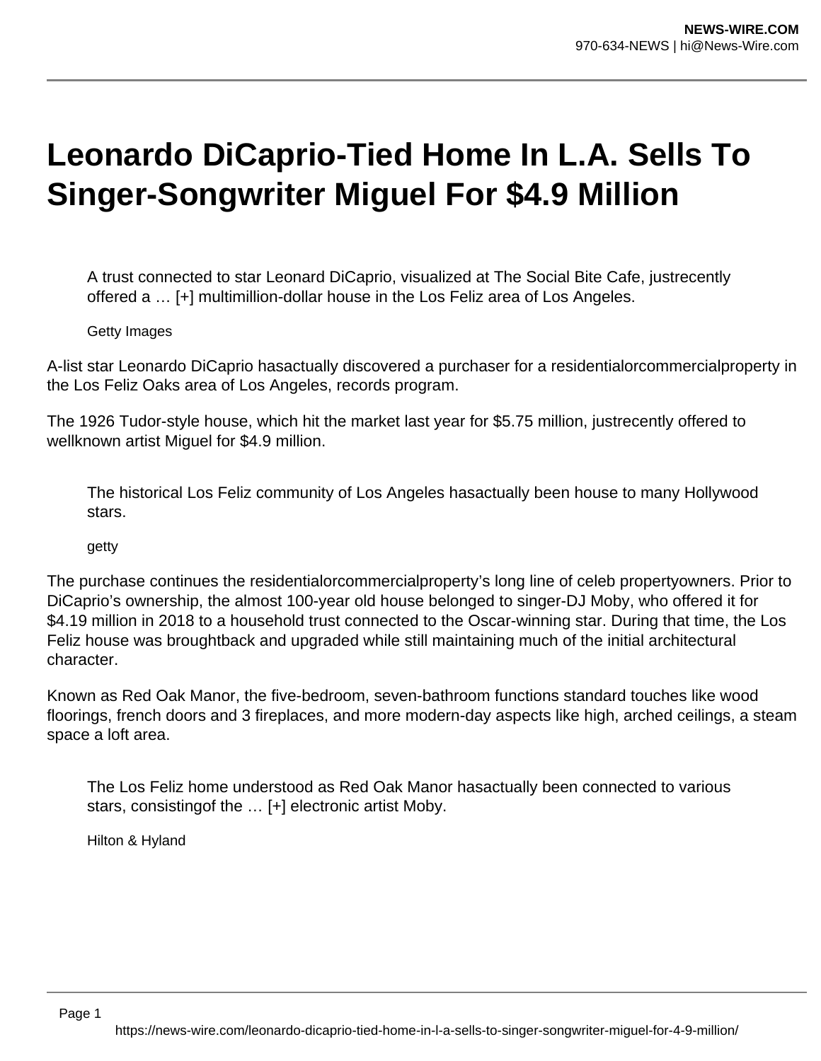# Leonardo DiCaprio-Tied Home In L.A. Sells To Singer-Songwriter Miguel For $4.9 Million

A trust connected to star Leonard DiCaprio, visualized at The Social Bite Cafe, justrecently offered a … [+] multimillion-dollar house in the Los Feliz area of Los Angeles.

Getty Images

A-list star Leonardo DiCaprio hasactually discovered a purchaser for a residentialorcommercialproperty in the Los Feliz Oaks area of Los Angeles, records program.

The 1926 Tudor-style house, which hit the market last year for $5.75 million, justrecently offered to wellknown artist Miguel for $4.9 million.

The historical Los Feliz community of Los Angeles hasactually been house to many Hollywood stars.

getty

The purchase continues the residentialorcommercialproperty's long line of celeb propertyowners. Prior to DiCaprio's ownership, the almost 100-year old house belonged to singer-DJ Moby, who offered it for $4.19 million in 2018 to a household trust connected to the Oscar-winning star. During that time, the Los Feliz house was broughtback and upgraded while still maintaining much of the initial architectural character.

Known as Red Oak Manor, the five-bedroom, seven-bathroom functions standard touches like wood floorings, french doors and 3 fireplaces, and more modern-day aspects like high, arched ceilings, a steam space a loft area.

The Los Feliz home understood as Red Oak Manor hasactually been connected to various stars, consistingof the … [+] electronic artist Moby.

Hilton & Hyland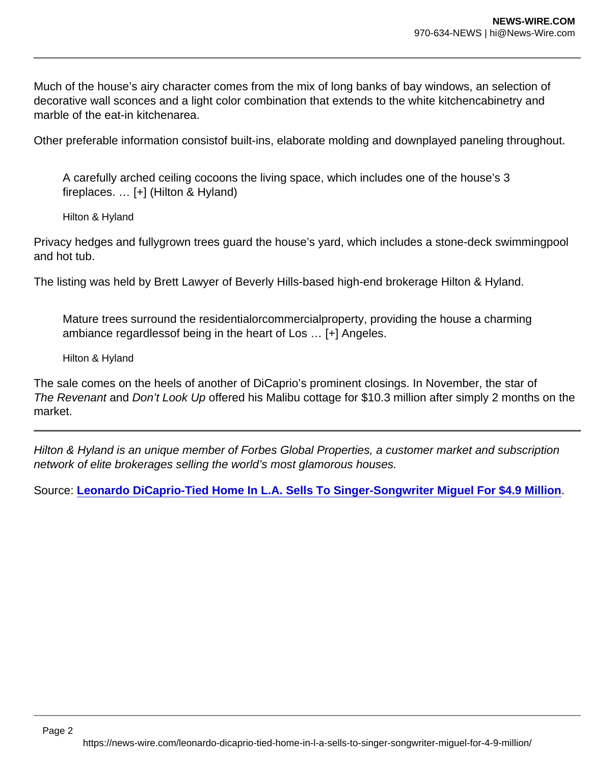Much of the house's airy character comes from the mix of long banks of bay windows, an selection of decorative wall sconces and a light color combination that extends to the white kitchencabinetry and marble of the eat-in kitchenarea.

Other preferable information consistof built-ins, elaborate molding and downplayed paneling throughout.

> A carefully arched ceiling cocoons the living space, which includes one of the house's 3 fireplaces. … [+] (Hilton & Hyland)
>
> Hilton & Hyland

Privacy hedges and fullygrown trees guard the house's yard, which includes a stone-deck swimmingpool and hot tub.

The listing was held by Brett Lawyer of Beverly Hills-based high-end brokerage Hilton & Hyland.

> Mature trees surround the residentialorcommercialproperty, providing the house a charming ambiance regardlessof being in the heart of Los … [+] Angeles.
>
> Hilton & Hyland

The sale comes on the heels of another of DiCaprio's prominent closings. In November, the star of *The Revenant* and *Don't Look Up* offered his Malibu cottage for $10.3 million after simply 2 months on the market.

---

*Hilton & Hyland is an unique member of Forbes Global Properties, a customer market and subscription network of elite brokerages selling the world's most glamorous houses.*

Source: **[Leonardo DiCaprio-Tied Home In L.A. Sells To Singer-Songwriter Miguel For $4.9 Million](https://news-wire.com/leonardo-dicaprio-tied-home-in-l-a-sells-to-singer-songwriter-miguel-for-4-9-million/)**.